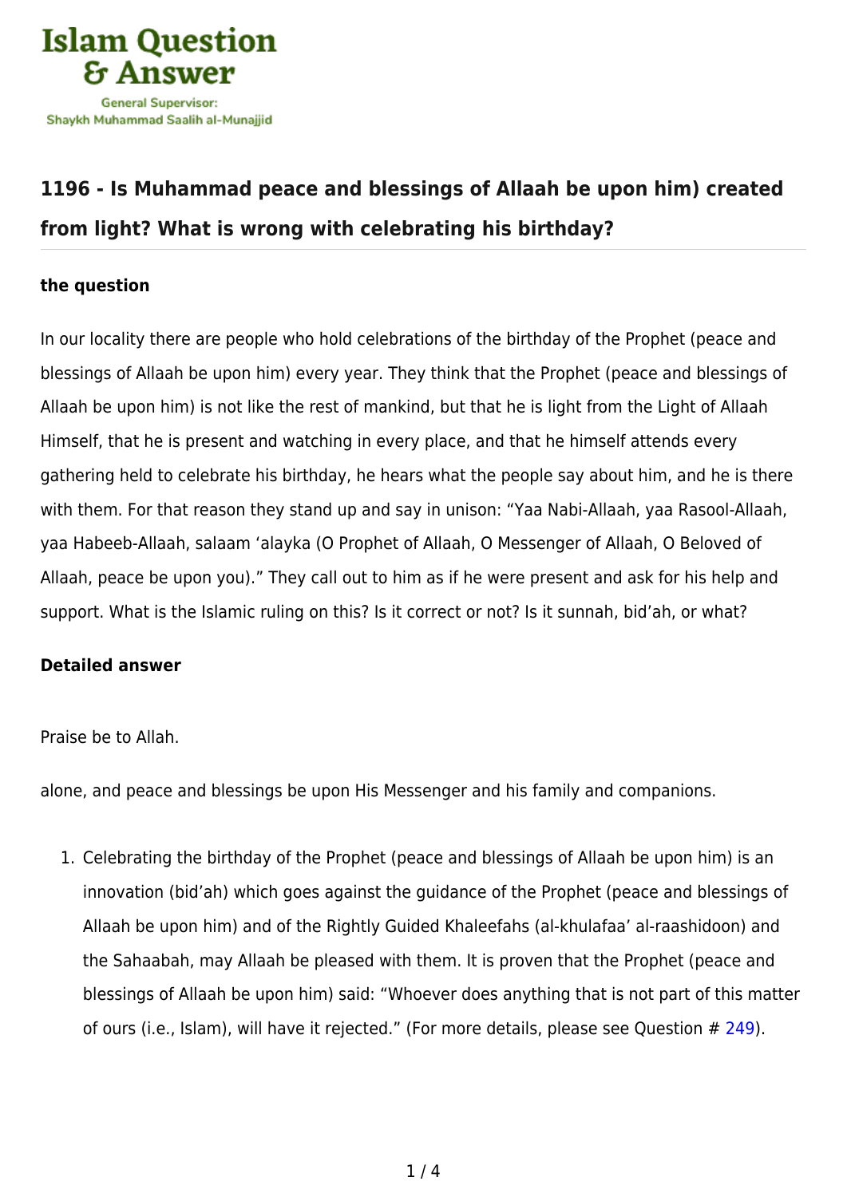Islam Question & Answer

General Supervisor:
Shaykh Muhammad Saalih al-Munajjid

## 1196 - Is Muhammad peace and blessings of Allaah be upon him) created from light? What is wrong with celebrating his birthday?

**the question**

In our locality there are people who hold celebrations of the birthday of the Prophet (peace and blessings of Allaah be upon him) every year. They think that the Prophet (peace and blessings of Allaah be upon him) is not like the rest of mankind, but that he is light from the Light of Allaah Himself, that he is present and watching in every place, and that he himself attends every gathering held to celebrate his birthday, he hears what the people say about him, and he is there with them. For that reason they stand up and say in unison: "Yaa Nabi-Allaah, yaa Rasool-Allaah, yaa Habeeb-Allaah, salaam 'alayka (O Prophet of Allaah, O Messenger of Allaah, O Beloved of Allaah, peace be upon you)." They call out to him as if he were present and ask for his help and support. What is the Islamic ruling on this? Is it correct or not? Is it sunnah, bid'ah, or what?

**Detailed answer**

Praise be to Allah.

alone, and peace and blessings be upon His Messenger and his family and companions.

1. Celebrating the birthday of the Prophet (peace and blessings of Allaah be upon him) is an innovation (bid'ah) which goes against the guidance of the Prophet (peace and blessings of Allaah be upon him) and of the Rightly Guided Khaleefahs (al-khulafaa' al-raashidoon) and the Sahaabah, may Allaah be pleased with them. It is proven that the Prophet (peace and blessings of Allaah be upon him) said: "Whoever does anything that is not part of this matter of ours (i.e., Islam), will have it rejected." (For more details, please see Question # 249).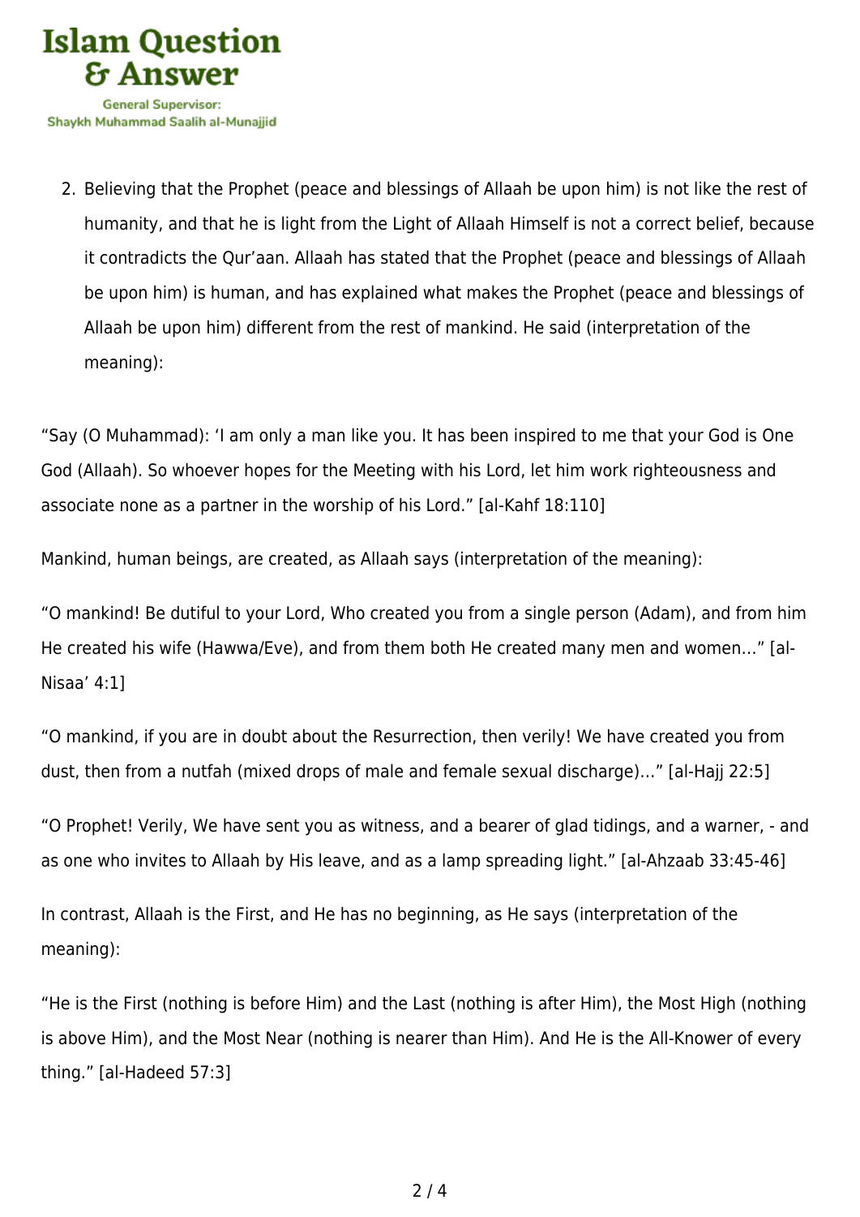2. Believing that the Prophet (peace and blessings of Allaah be upon him) is not like the rest of humanity, and that he is light from the Light of Allaah Himself is not a correct belief, because it contradicts the Qur'aan. Allaah has stated that the Prophet (peace and blessings of Allaah be upon him) is human, and has explained what makes the Prophet (peace and blessings of Allaah be upon him) different from the rest of mankind. He said (interpretation of the meaning):

"Say (O Muhammad): 'I am only a man like you. It has been inspired to me that your God is One God (Allaah). So whoever hopes for the Meeting with his Lord, let him work righteousness and associate none as a partner in the worship of his Lord." [al-Kahf 18:110]

Mankind, human beings, are created, as Allaah says (interpretation of the meaning):

"O mankind! Be dutiful to your Lord, Who created you from a single person (Adam), and from him He created his wife (Hawwa/Eve), and from them both He created many men and women…" [al-Nisaa' 4:1]

"O mankind, if you are in doubt about the Resurrection, then verily! We have created you from dust, then from a nutfah (mixed drops of male and female sexual discharge)…" [al-Hajj 22:5]

"O Prophet! Verily, We have sent you as witness, and a bearer of glad tidings, and a warner, - and as one who invites to Allaah by His leave, and as a lamp spreading light." [al-Ahzaab 33:45-46]

In contrast, Allaah is the First, and He has no beginning, as He says (interpretation of the meaning):

"He is the First (nothing is before Him) and the Last (nothing is after Him), the Most High (nothing is above Him), and the Most Near (nothing is nearer than Him). And He is the All-Knower of every thing." [al-Hadeed 57:3]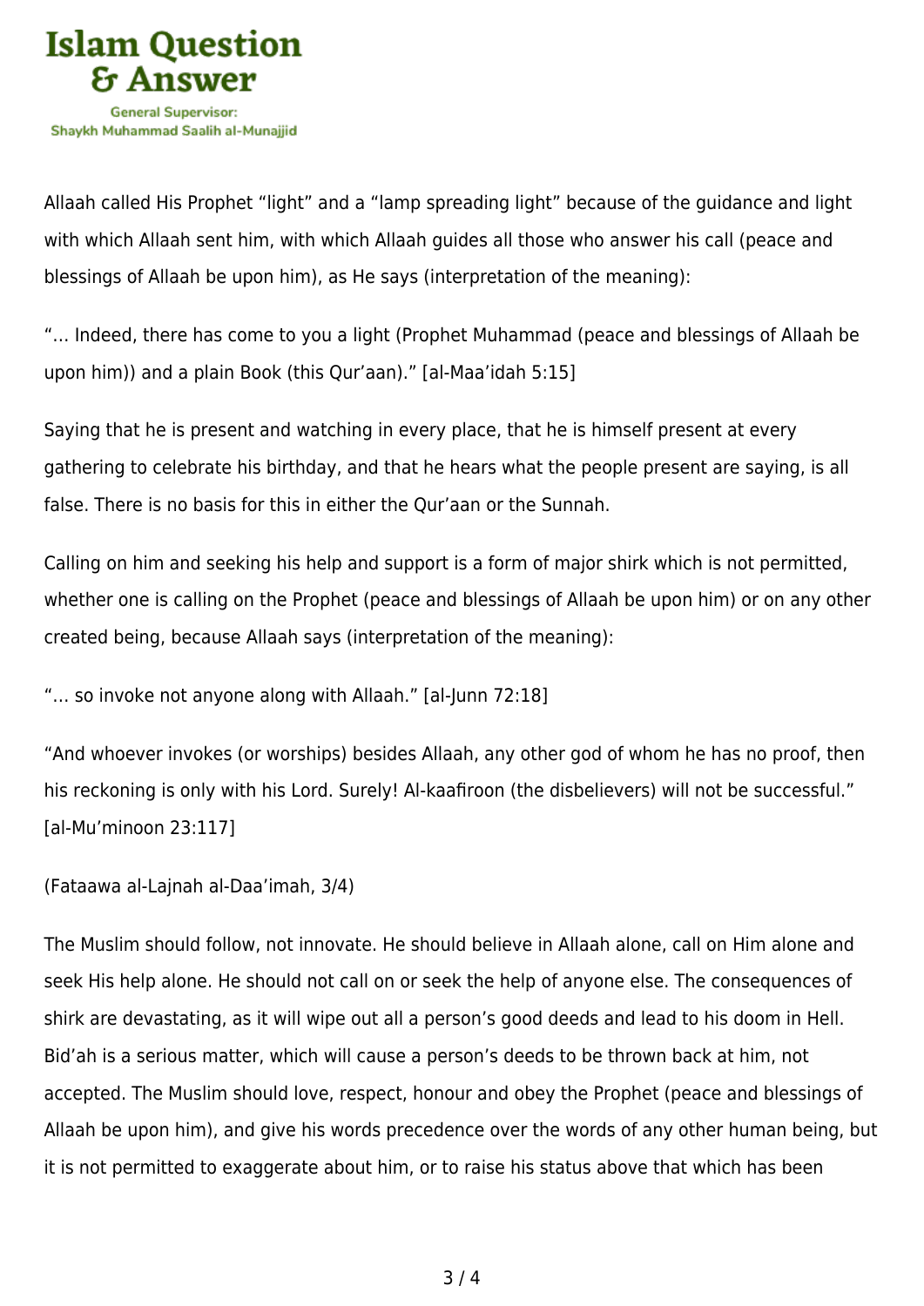Allaah called His Prophet "light" and a "lamp spreading light" because of the guidance and light with which Allaah sent him, with which Allaah guides all those who answer his call (peace and blessings of Allaah be upon him), as He says (interpretation of the meaning):

"… Indeed, there has come to you a light (Prophet Muhammad (peace and blessings of Allaah be upon him)) and a plain Book (this Qur'aan)." [al-Maa'idah 5:15]

Saying that he is present and watching in every place, that he is himself present at every gathering to celebrate his birthday, and that he hears what the people present are saying, is all false. There is no basis for this in either the Qur'aan or the Sunnah.

Calling on him and seeking his help and support is a form of major shirk which is not permitted, whether one is calling on the Prophet (peace and blessings of Allaah be upon him) or on any other created being, because Allaah says (interpretation of the meaning):

"… so invoke not anyone along with Allaah." [al-Junn 72:18]

"And whoever invokes (or worships) besides Allaah, any other god of whom he has no proof, then his reckoning is only with his Lord. Surely! Al-kaafiroon (the disbelievers) will not be successful." [al-Mu'minoon 23:117]

(Fataawa al-Lajnah al-Daa'imah, 3/4)

The Muslim should follow, not innovate. He should believe in Allaah alone, call on Him alone and seek His help alone. He should not call on or seek the help of anyone else. The consequences of shirk are devastating, as it will wipe out all a person's good deeds and lead to his doom in Hell. Bid'ah is a serious matter, which will cause a person's deeds to be thrown back at him, not accepted. The Muslim should love, respect, honour and obey the Prophet (peace and blessings of Allaah be upon him), and give his words precedence over the words of any other human being, but it is not permitted to exaggerate about him, or to raise his status above that which has been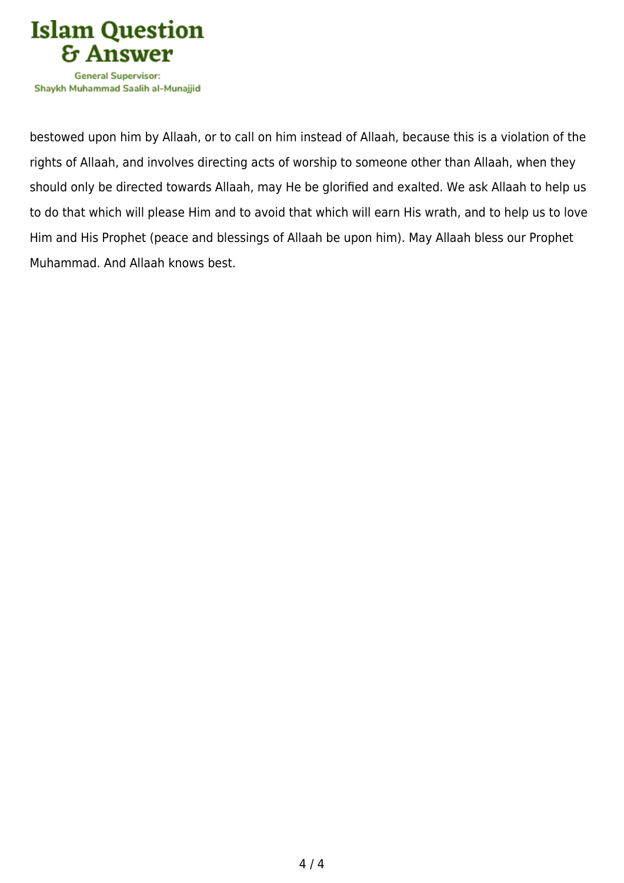bestowed upon him by Allaah, or to call on him instead of Allaah, because this is a violation of the rights of Allaah, and involves directing acts of worship to someone other than Allaah, when they should only be directed towards Allaah, may He be glorified and exalted. We ask Allaah to help us to do that which will please Him and to avoid that which will earn His wrath, and to help us to love Him and His Prophet (peace and blessings of Allaah be upon him). May Allaah bless our Prophet Muhammad. And Allaah knows best.